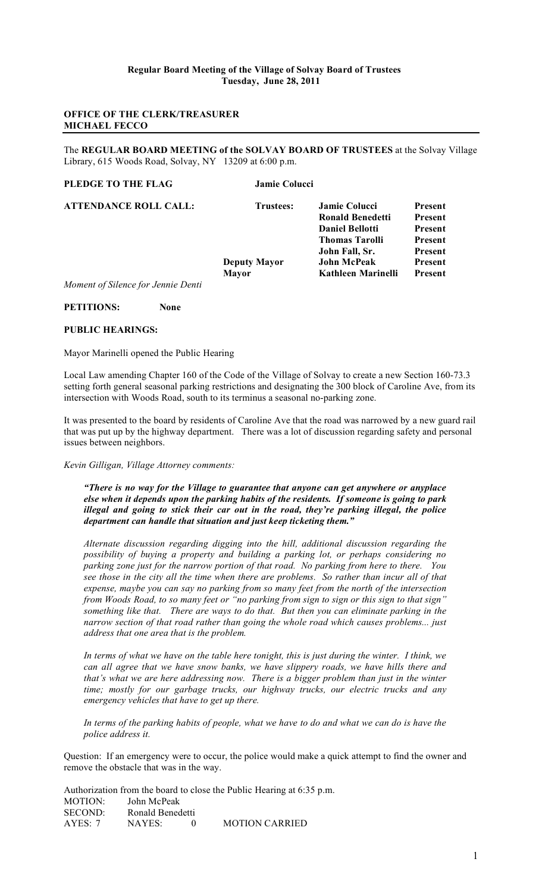**Regular Board Meeting of the Village of Solvay Board of Trustees**
**Tuesday, June 28, 2011**

**OFFICE OF THE CLERK/TREASURER**
**MICHAEL FECCO**

The **REGULAR BOARD MEETING of the SOLVAY BOARD OF TRUSTEES** at the Solvay Village Library, 615 Woods Road, Solvay, NY 13209 at 6:00 p.m.

**PLEDGE TO THE FLAG** **Jamie Colucci**

| **ATTENDANCE ROLL CALL:** | **Trustees:** | **Jamie Colucci** | **Present** |
|---|---|---|---|
| | | **Ronald Benedetti** | **Present** |
| | | **Daniel Bellotti** | **Present** |
| | | **Thomas Tarolli** | **Present** |
| | | **John Fall, Sr.** | **Present** |
| | **Deputy Mayor** | **John McPeak** | **Present** |
| | **Mayor** | **Kathleen Marinelli** | **Present** |

*Moment of Silence for Jennie Denti*

**PETITIONS:** **None**

**PUBLIC HEARINGS:**

Mayor Marinelli opened the Public Hearing

Local Law amending Chapter 160 of the Code of the Village of Solvay to create a new Section 160-73.3 setting forth general seasonal parking restrictions and designating the 300 block of Caroline Ave, from its intersection with Woods Road, south to its terminus a seasonal no-parking zone.

It was presented to the board by residents of Caroline Ave that the road was narrowed by a new guard rail that was put up by the highway department. There was a lot of discussion regarding safety and personal issues between neighbors.

*Kevin Gilligan, Village Attorney comments:*

***"There is no way for the Village to guarantee that anyone can get anywhere or anyplace else when it depends upon the parking habits of the residents. If someone is going to park illegal and going to stick their car out in the road, they're parking illegal, the police department can handle that situation and just keep ticketing them."***

*Alternate discussion regarding digging into the hill, additional discussion regarding the possibility of buying a property and building a parking lot, or perhaps considering no parking zone just for the narrow portion of that road. No parking from here to there. You see those in the city all the time when there are problems. So rather than incur all of that expense, maybe you can say no parking from so many feet from the north of the intersection from Woods Road, to so many feet or "no parking from sign to sign or this sign to that sign" something like that. There are ways to do that. But then you can eliminate parking in the narrow section of that road rather than going the whole road which causes problems... just address that one area that is the problem.*

*In terms of what we have on the table here tonight, this is just during the winter. I think, we can all agree that we have snow banks, we have slippery roads, we have hills there and that's what we are here addressing now. There is a bigger problem than just in the winter time; mostly for our garbage trucks, our highway trucks, our electric trucks and any emergency vehicles that have to get up there.*

*In terms of the parking habits of people, what we have to do and what we can do is have the police address it.*

Question: If an emergency were to occur, the police would make a quick attempt to find the owner and remove the obstacle that was in the way.

Authorization from the board to close the Public Hearing at 6:35 p.m.

MOTION: John McPeak
SECOND: Ronald Benedetti
AYES: 7 NAYES: 0 MOTION CARRIED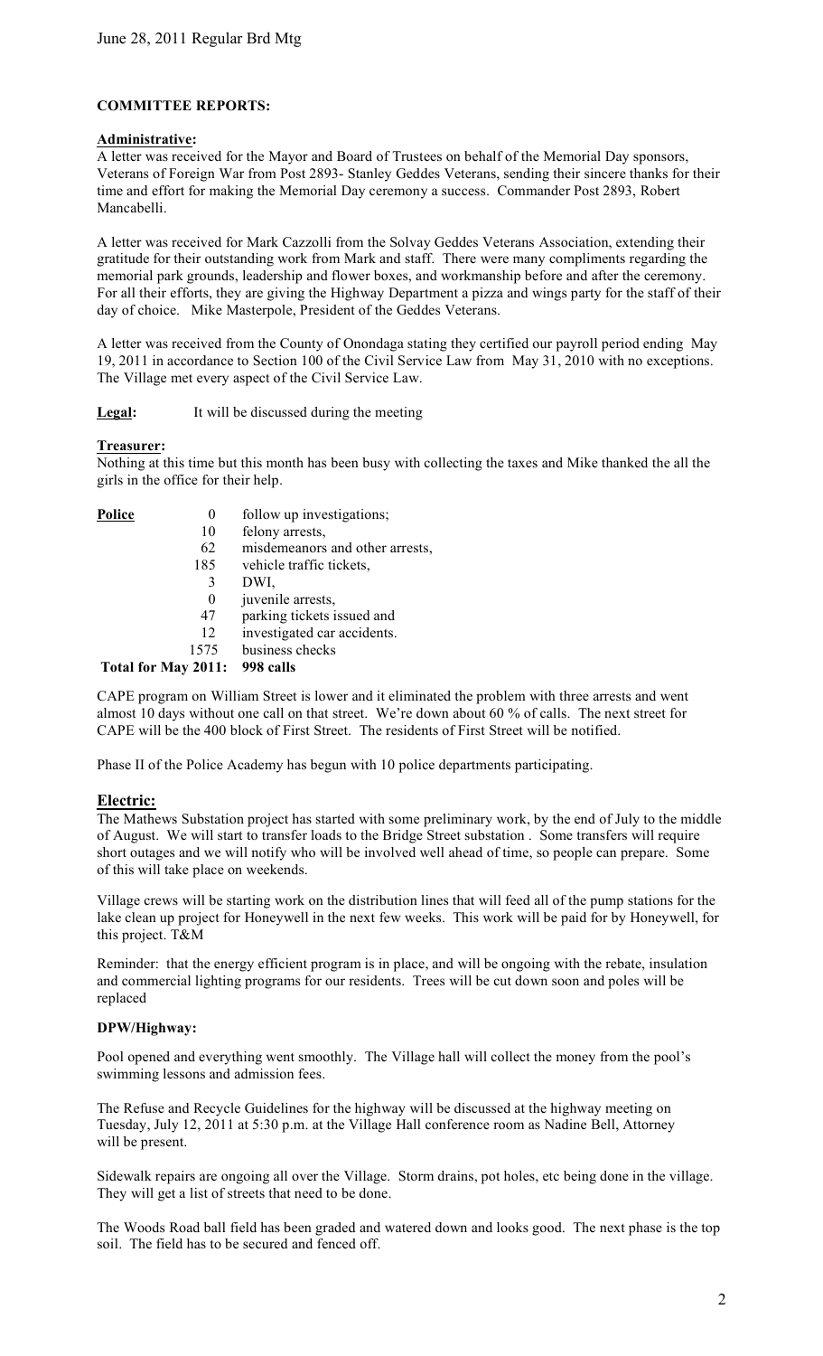**COMMITTEE REPORTS:**

**Administrative:**

A letter was received for the Mayor and Board of Trustees on behalf of the Memorial Day sponsors, Veterans of Foreign War from Post 2893- Stanley Geddes Veterans, sending their sincere thanks for their time and effort for making the Memorial Day ceremony a success. Commander Post 2893, Robert Mancabelli.

A letter was received for Mark Cazzolli from the Solvay Geddes Veterans Association, extending their gratitude for their outstanding work from Mark and staff. There were many compliments regarding the memorial park grounds, leadership and flower boxes, and workmanship before and after the ceremony. For all their efforts, they are giving the Highway Department a pizza and wings party for the staff of their day of choice. Mike Masterpole, President of the Geddes Veterans.

A letter was received from the County of Onondaga stating they certified our payroll period ending May 19, 2011 in accordance to Section 100 of the Civil Service Law from May 31, 2010 with no exceptions. The Village met every aspect of the Civil Service Law.

**Legal:** It will be discussed during the meeting

**Treasurer:**

Nothing at this time but this month has been busy with collecting the taxes and Mike thanked the all the girls in the office for their help.

| **Police** | | |
|---|---|---|
| | 0 | follow up investigations; |
| | 10 | felony arrests, |
| | 62 | misdemeanors and other arrests, |
| | 185 | vehicle traffic tickets, |
| | 3 | DWI, |
| | 0 | juvenile arrests, |
| | 47 | parking tickets issued and |
| | 12 | investigated car accidents. |
| | 1575 | business checks |
| **Total for May 2011:** | | **998 calls** |

CAPE program on William Street is lower and it eliminated the problem with three arrests and went almost 10 days without one call on that street. We're down about 60 % of calls. The next street for CAPE will be the 400 block of First Street. The residents of First Street will be notified.

Phase II of the Police Academy has begun with 10 police departments participating.

**Electric:**

The Mathews Substation project has started with some preliminary work, by the end of July to the middle of August. We will start to transfer loads to the Bridge Street substation . Some transfers will require short outages and we will notify who will be involved well ahead of time, so people can prepare. Some of this will take place on weekends.

Village crews will be starting work on the distribution lines that will feed all of the pump stations for the lake clean up project for Honeywell in the next few weeks. This work will be paid for by Honeywell, for this project. T&M

Reminder: that the energy efficient program is in place, and will be ongoing with the rebate, insulation and commercial lighting programs for our residents. Trees will be cut down soon and poles will be replaced

**DPW/Highway:**

Pool opened and everything went smoothly. The Village hall will collect the money from the pool's swimming lessons and admission fees.

The Refuse and Recycle Guidelines for the highway will be discussed at the highway meeting on Tuesday, July 12, 2011 at 5:30 p.m. at the Village Hall conference room as Nadine Bell, Attorney will be present.

Sidewalk repairs are ongoing all over the Village. Storm drains, pot holes, etc being done in the village. They will get a list of streets that need to be done.

The Woods Road ball field has been graded and watered down and looks good. The next phase is the top soil. The field has to be secured and fenced off.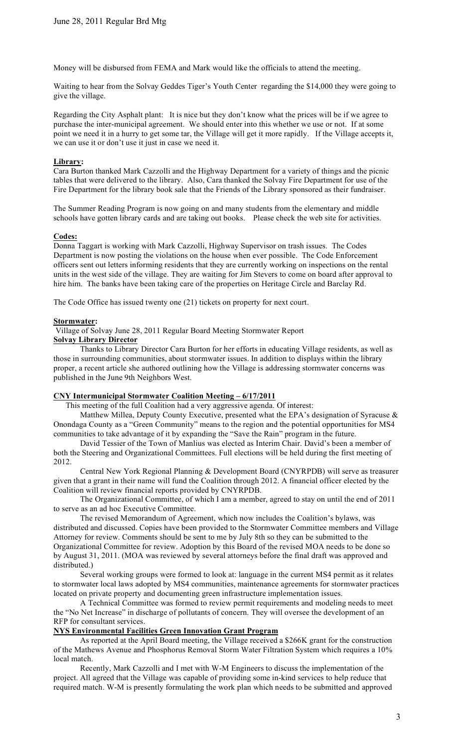Money will be disbursed from FEMA and Mark would like the officials to attend the meeting.

Waiting to hear from the Solvay Geddes Tiger's Youth Center regarding the $14,000 they were going to give the village.

Regarding the City Asphalt plant: It is nice but they don't know what the prices will be if we agree to purchase the inter-municipal agreement. We should enter into this whether we use or not. If at some point we need it in a hurry to get some tar, the Village will get it more rapidly. If the Village accepts it, we can use it or don't use it just in case we need it.

**Library:**

Cara Burton thanked Mark Cazzolli and the Highway Department for a variety of things and the picnic tables that were delivered to the library. Also, Cara thanked the Solvay Fire Department for use of the Fire Department for the library book sale that the Friends of the Library sponsored as their fundraiser.

The Summer Reading Program is now going on and many students from the elementary and middle schools have gotten library cards and are taking out books. Please check the web site for activities.

**Codes:**

Donna Taggart is working with Mark Cazzolli, Highway Supervisor on trash issues. The Codes Department is now posting the violations on the house when ever possible. The Code Enforcement officers sent out letters informing residents that they are currently working on inspections on the rental units in the west side of the village. They are waiting for Jim Stevers to come on board after approval to hire him. The banks have been taking care of the properties on Heritage Circle and Barclay Rd.

The Code Office has issued twenty one (21) tickets on property for next court.

**Stormwater:**

Village of Solvay June 28, 2011 Regular Board Meeting Stormwater Report

**Solvay Library Director**

Thanks to Library Director Cara Burton for her efforts in educating Village residents, as well as those in surrounding communities, about stormwater issues. In addition to displays within the library proper, a recent article she authored outlining how the Village is addressing stormwater concerns was published in the June 9th Neighbors West.

**CNY Intermunicipal Stormwater Coalition Meeting – 6/17/2011**

This meeting of the full Coalition had a very aggressive agenda. Of interest:

Matthew Millea, Deputy County Executive, presented what the EPA's designation of Syracuse & Onondaga County as a "Green Community" means to the region and the potential opportunities for MS4 communities to take advantage of it by expanding the "Save the Rain" program in the future.

David Tessier of the Town of Manlius was elected as Interim Chair. David's been a member of both the Steering and Organizational Committees. Full elections will be held during the first meeting of 2012.

Central New York Regional Planning & Development Board (CNYRPDB) will serve as treasurer given that a grant in their name will fund the Coalition through 2012. A financial officer elected by the Coalition will review financial reports provided by CNYRPDB.

The Organizational Committee, of which I am a member, agreed to stay on until the end of 2011 to serve as an ad hoc Executive Committee.

The revised Memorandum of Agreement, which now includes the Coalition's bylaws, was distributed and discussed. Copies have been provided to the Stormwater Committee members and Village Attorney for review. Comments should be sent to me by July 8th so they can be submitted to the Organizational Committee for review. Adoption by this Board of the revised MOA needs to be done so by August 31, 2011. (MOA was reviewed by several attorneys before the final draft was approved and distributed.)

Several working groups were formed to look at: language in the current MS4 permit as it relates to stormwater local laws adopted by MS4 communities, maintenance agreements for stormwater practices located on private property and documenting green infrastructure implementation issues.

A Technical Committee was formed to review permit requirements and modeling needs to meet the "No Net Increase" in discharge of pollutants of concern. They will oversee the development of an RFP for consultant services.

**NYS Environmental Facilities Green Innovation Grant Program**

As reported at the April Board meeting, the Village received a $266K grant for the construction of the Mathews Avenue and Phosphorus Removal Storm Water Filtration System which requires a 10% local match.

Recently, Mark Cazzolli and I met with W-M Engineers to discuss the implementation of the project. All agreed that the Village was capable of providing some in-kind services to help reduce that required match. W-M is presently formulating the work plan which needs to be submitted and approved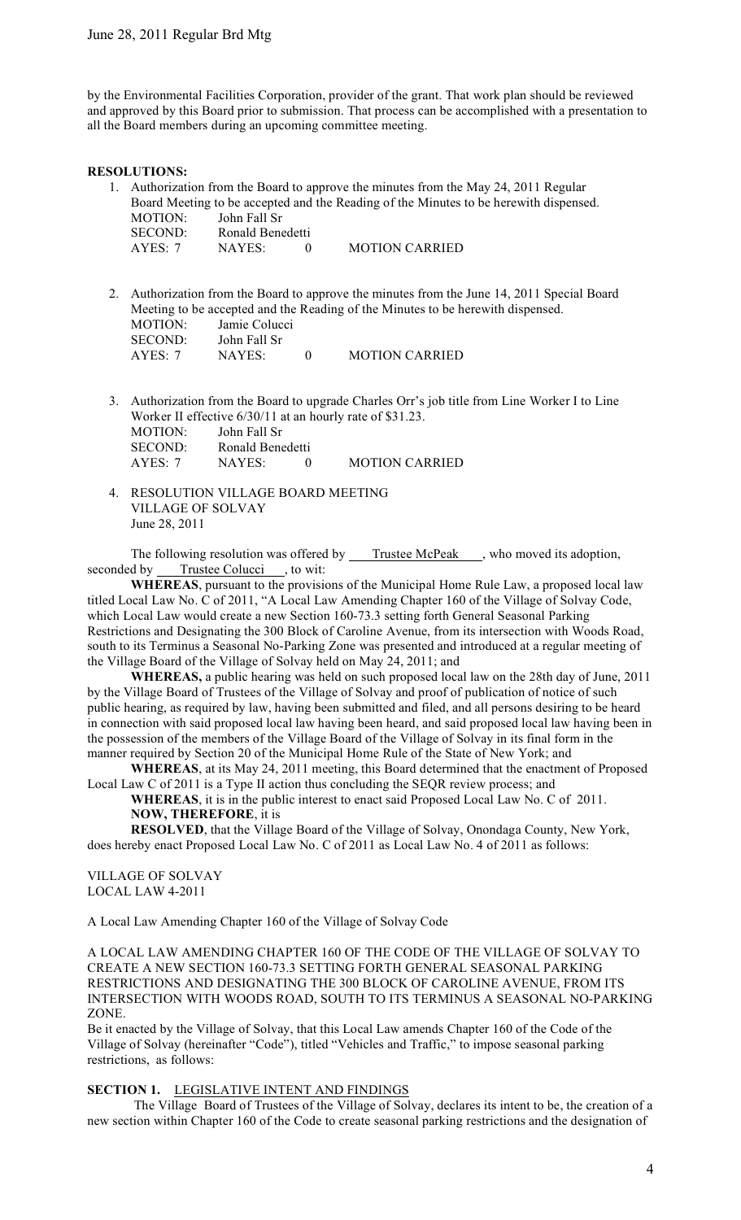by the Environmental Facilities Corporation, provider of the grant. That work plan should be reviewed and approved by this Board prior to submission. That process can be accomplished with a presentation to all the Board members during an upcoming committee meeting.

**RESOLUTIONS:**

1. Authorization from the Board to approve the minutes from the May 24, 2011 Regular Board Meeting to be accepted and the Reading of the Minutes to be herewith dispensed.
   MOTION: John Fall Sr
   SECOND: Ronald Benedetti
   AYES: 7 NAYES: 0 MOTION CARRIED

2. Authorization from the Board to approve the minutes from the June 14, 2011 Special Board Meeting to be accepted and the Reading of the Minutes to be herewith dispensed.
   MOTION: Jamie Colucci
   SECOND: John Fall Sr
   AYES: 7 NAYES: 0 MOTION CARRIED

3. Authorization from the Board to upgrade Charles Orr's job title from Line Worker I to Line Worker II effective 6/30/11 at an hourly rate of $31.23.
   MOTION: John Fall Sr
   SECOND: Ronald Benedetti
   AYES: 7 NAYES: 0 MOTION CARRIED

4. RESOLUTION VILLAGE BOARD MEETING
   VILLAGE OF SOLVAY
   June 28, 2011

The following resolution was offered by Trustee McPeak, who moved its adoption, seconded by Trustee Colucci, to wit:

**WHEREAS**, pursuant to the provisions of the Municipal Home Rule Law, a proposed local law titled Local Law No. C of 2011, "A Local Law Amending Chapter 160 of the Village of Solvay Code, which Local Law would create a new Section 160-73.3 setting forth General Seasonal Parking Restrictions and Designating the 300 Block of Caroline Avenue, from its intersection with Woods Road, south to its Terminus a Seasonal No-Parking Zone was presented and introduced at a regular meeting of the Village Board of the Village of Solvay held on May 24, 2011; and

**WHEREAS,** a public hearing was held on such proposed local law on the 28th day of June, 2011 by the Village Board of Trustees of the Village of Solvay and proof of publication of notice of such public hearing, as required by law, having been submitted and filed, and all persons desiring to be heard in connection with said proposed local law having been heard, and said proposed local law having been in the possession of the members of the Village Board of the Village of Solvay in its final form in the manner required by Section 20 of the Municipal Home Rule of the State of New York; and

**WHEREAS**, at its May 24, 2011 meeting, this Board determined that the enactment of Proposed Local Law C of 2011 is a Type II action thus concluding the SEQR review process; and

**WHEREAS**, it is in the public interest to enact said Proposed Local Law No. C of 2011.

**NOW, THEREFORE**, it is

**RESOLVED**, that the Village Board of the Village of Solvay, Onondaga County, New York, does hereby enact Proposed Local Law No. C of 2011 as Local Law No. 4 of 2011 as follows:

VILLAGE OF SOLVAY
LOCAL LAW 4-2011

A Local Law Amending Chapter 160 of the Village of Solvay Code

A LOCAL LAW AMENDING CHAPTER 160 OF THE CODE OF THE VILLAGE OF SOLVAY TO CREATE A NEW SECTION 160-73.3 SETTING FORTH GENERAL SEASONAL PARKING RESTRICTIONS AND DESIGNATING THE 300 BLOCK OF CAROLINE AVENUE, FROM ITS INTERSECTION WITH WOODS ROAD, SOUTH TO ITS TERMINUS A SEASONAL NO-PARKING ZONE.

Be it enacted by the Village of Solvay, that this Local Law amends Chapter 160 of the Code of the Village of Solvay (hereinafter "Code"), titled "Vehicles and Traffic," to impose seasonal parking restrictions, as follows:

**SECTION 1.** LEGISLATIVE INTENT AND FINDINGS

The Village Board of Trustees of the Village of Solvay, declares its intent to be, the creation of a new section within Chapter 160 of the Code to create seasonal parking restrictions and the designation of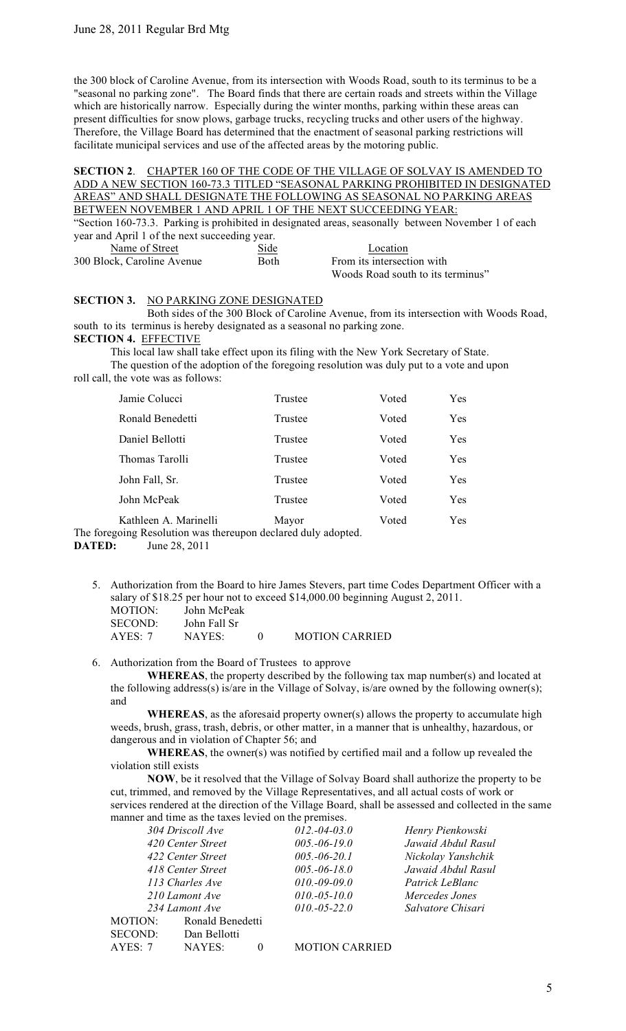the 300 block of Caroline Avenue, from its intersection with Woods Road, south to its terminus to be a "seasonal no parking zone". The Board finds that there are certain roads and streets within the Village which are historically narrow. Especially during the winter months, parking within these areas can present difficulties for snow plows, garbage trucks, recycling trucks and other users of the highway. Therefore, the Village Board has determined that the enactment of seasonal parking restrictions will facilitate municipal services and use of the affected areas by the motoring public.

**SECTION 2**. CHAPTER 160 OF THE CODE OF THE VILLAGE OF SOLVAY IS AMENDED TO ADD A NEW SECTION 160-73.3 TITLED "SEASONAL PARKING PROHIBITED IN DESIGNATED AREAS" AND SHALL DESIGNATE THE FOLLOWING AS SEASONAL NO PARKING AREAS BETWEEN NOVEMBER 1 AND APRIL 1 OF THE NEXT SUCCEEDING YEAR:

"Section 160-73.3. Parking is prohibited in designated areas, seasonally between November 1 of each year and April 1 of the next succeeding year.

| Name of Street | Side | Location |
|---|---|---|
| 300 Block, Caroline Avenue | Both | From its intersection with Woods Road south to its terminus" |

**SECTION 3.** NO PARKING ZONE DESIGNATED

Both sides of the 300 Block of Caroline Avenue, from its intersection with Woods Road, south to its terminus is hereby designated as a seasonal no parking zone.

**SECTION 4.** EFFECTIVE

This local law shall take effect upon its filing with the New York Secretary of State.

The question of the adoption of the foregoing resolution was duly put to a vote and upon roll call, the vote was as follows:

| | | | |
|---|---|---|---|
| Jamie Colucci | Trustee | Voted | Yes |
| Ronald Benedetti | Trustee | Voted | Yes |
| Daniel Bellotti | Trustee | Voted | Yes |
| Thomas Tarolli | Trustee | Voted | Yes |
| John Fall, Sr. | Trustee | Voted | Yes |
| John McPeak | Trustee | Voted | Yes |
| Kathleen A. Marinelli | Mayor | Voted | Yes |

The foregoing Resolution was thereupon declared duly adopted.

**DATED:** June 28, 2011

5. Authorization from the Board to hire James Stevers, part time Codes Department Officer with a salary of $18.25 per hour not to exceed $14,000.00 beginning August 2, 2011.

   MOTION: John McPeak
   SECOND: John Fall Sr
   AYES: 7 NAYES: 0 MOTION CARRIED

6. Authorization from the Board of Trustees to approve

   **WHEREAS**, the property described by the following tax map number(s) and located at the following address(s) is/are in the Village of Solvay, is/are owned by the following owner(s); and

   **WHEREAS**, as the aforesaid property owner(s) allows the property to accumulate high weeds, brush, grass, trash, debris, or other matter, in a manner that is unhealthy, hazardous, or dangerous and in violation of Chapter 56; and

   **WHEREAS**, the owner(s) was notified by certified mail and a follow up revealed the violation still exists

   **NOW**, be it resolved that the Village of Solvay Board shall authorize the property to be cut, trimmed, and removed by the Village Representatives, and all actual costs of work or services rendered at the direction of the Village Board, shall be assessed and collected in the same manner and time as the taxes levied on the premises.

| | | |
|---|---|---|
| *304 Driscoll Ave* | *012.-04-03.0* | *Henry Pienkowski* |
| *420 Center Street* | *005.-06-19.0* | *Jawaid Abdul Rasul* |
| *422 Center Street* | *005.-06-20.1* | *Nickolay Yanshchik* |
| *418 Center Street* | *005.-06-18.0* | *Jawaid Abdul Rasul* |
| *113 Charles Ave* | *010.-09-09.0* | *Patrick LeBlanc* |
| *210 Lamont Ave* | *010.-05-10.0* | *Mercedes Jones* |
| *234 Lamont Ave* | *010.-05-22.0* | *Salvatore Chisari* |

   MOTION: Ronald Benedetti
   SECOND: Dan Bellotti
   AYES: 7 NAYES: 0 MOTION CARRIED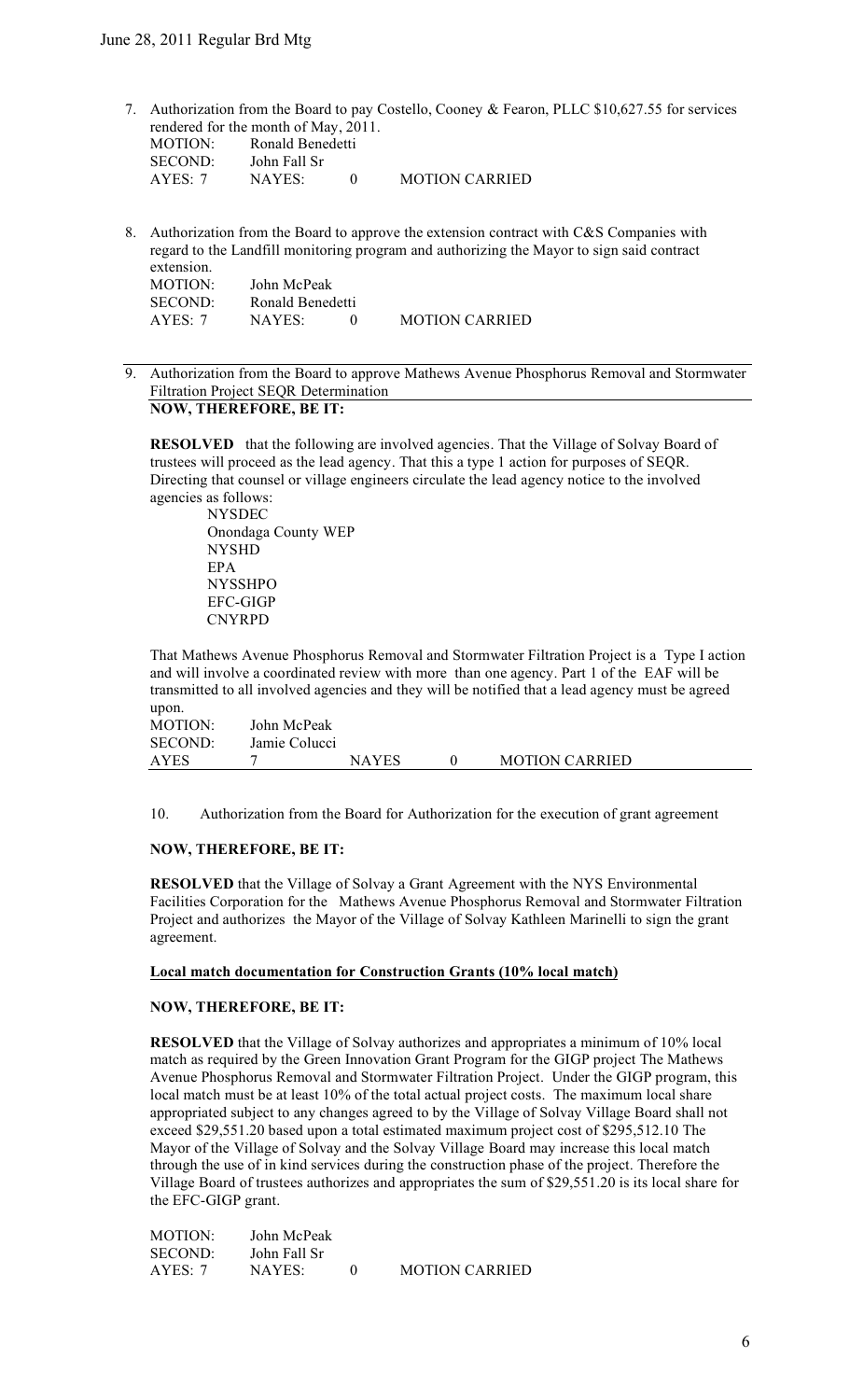7. Authorization from the Board to pay Costello, Cooney & Fearon, PLLC $10,627.55 for services rendered for the month of May, 2011.

| | | | |
|---|---|---|---|
| MOTION: | Ronald Benedetti | | |
| SECOND: | John Fall Sr | | |
| AYES: 7 | NAYES: | 0 | MOTION CARRIED |

8. Authorization from the Board to approve the extension contract with C&S Companies with regard to the Landfill monitoring program and authorizing the Mayor to sign said contract extension.

| | | | |
|---|---|---|---|
| MOTION: | John McPeak | | |
| SECOND: | Ronald Benedetti | | |
| AYES: 7 | NAYES: | 0 | MOTION CARRIED |

9. Authorization from the Board to approve Mathews Avenue Phosphorus Removal and Stormwater Filtration Project SEQR Determination

**NOW, THEREFORE, BE IT:**

**RESOLVED** that the following are involved agencies. That the Village of Solvay Board of trustees will proceed as the lead agency. That this a type 1 action for purposes of SEQR. Directing that counsel or village engineers circulate the lead agency notice to the involved agencies as follows:

NYSDEC
Onondaga County WEP
NYSHD
EPA
NYSSHPO
EFC-GIGP
CNYRPD

That Mathews Avenue Phosphorus Removal and Stormwater Filtration Project is a Type I action and will involve a coordinated review with more than one agency. Part 1 of the EAF will be transmitted to all involved agencies and they will be notified that a lead agency must be agreed upon.

| | | | | |
|---|---|---|---|---|
| MOTION: | John McPeak | | | |
| SECOND: | Jamie Colucci | | | |
| AYES | 7 | NAYES | 0 | MOTION CARRIED |

10. Authorization from the Board for Authorization for the execution of grant agreement

**NOW, THEREFORE, BE IT:**

**RESOLVED** that the Village of Solvay a Grant Agreement with the NYS Environmental Facilities Corporation for the Mathews Avenue Phosphorus Removal and Stormwater Filtration Project and authorizes the Mayor of the Village of Solvay Kathleen Marinelli to sign the grant agreement.

**Local match documentation for Construction Grants (10% local match)**

**NOW, THEREFORE, BE IT:**

**RESOLVED** that the Village of Solvay authorizes and appropriates a minimum of 10% local match as required by the Green Innovation Grant Program for the GIGP project The Mathews Avenue Phosphorus Removal and Stormwater Filtration Project. Under the GIGP program, this local match must be at least 10% of the total actual project costs. The maximum local share appropriated subject to any changes agreed to by the Village of Solvay Village Board shall not exceed $29,551.20 based upon a total estimated maximum project cost of $295,512.10 The Mayor of the Village of Solvay and the Solvay Village Board may increase this local match through the use of in kind services during the construction phase of the project. Therefore the Village Board of trustees authorizes and appropriates the sum of $29,551.20 is its local share for the EFC-GIGP grant.

| | | | |
|---|---|---|---|
| MOTION: | John McPeak | | |
| SECOND: | John Fall Sr | | |
| AYES: 7 | NAYES: | 0 | MOTION CARRIED |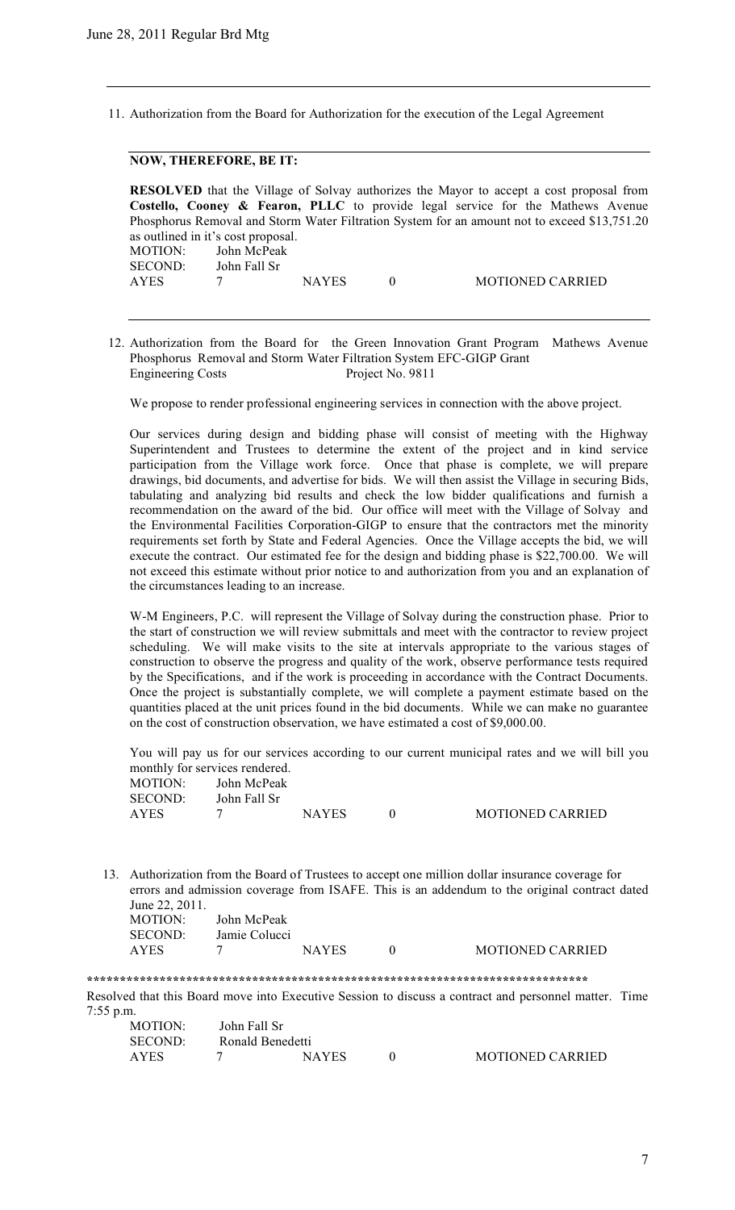11. Authorization from the Board for Authorization for the execution of the Legal Agreement

**NOW, THEREFORE, BE IT:**

**RESOLVED** that the Village of Solvay authorizes the Mayor to accept a cost proposal from **Costello, Cooney & Fearon, PLLC** to provide legal service for the Mathews Avenue Phosphorus Removal and Storm Water Filtration System for an amount not to exceed $13,751.20 as outlined in it's cost proposal.

| MOTION: | John McPeak | | | |
|---|---|---|---|---|
| SECOND: | John Fall Sr | | | |
| AYES | 7 | NAYES | 0 | MOTIONED CARRIED |

12. Authorization from the Board for the Green Innovation Grant Program Mathews Avenue Phosphorus Removal and Storm Water Filtration System EFC-GIGP Grant Engineering Costs Project No. 9811

We propose to render professional engineering services in connection with the above project.

Our services during design and bidding phase will consist of meeting with the Highway Superintendent and Trustees to determine the extent of the project and in kind service participation from the Village work force. Once that phase is complete, we will prepare drawings, bid documents, and advertise for bids. We will then assist the Village in securing Bids, tabulating and analyzing bid results and check the low bidder qualifications and furnish a recommendation on the award of the bid. Our office will meet with the Village of Solvay and the Environmental Facilities Corporation-GIGP to ensure that the contractors met the minority requirements set forth by State and Federal Agencies. Once the Village accepts the bid, we will execute the contract. Our estimated fee for the design and bidding phase is $22,700.00. We will not exceed this estimate without prior notice to and authorization from you and an explanation of the circumstances leading to an increase.

W-M Engineers, P.C. will represent the Village of Solvay during the construction phase. Prior to the start of construction we will review submittals and meet with the contractor to review project scheduling. We will make visits to the site at intervals appropriate to the various stages of construction to observe the progress and quality of the work, observe performance tests required by the Specifications, and if the work is proceeding in accordance with the Contract Documents. Once the project is substantially complete, we will complete a payment estimate based on the quantities placed at the unit prices found in the bid documents. While we can make no guarantee on the cost of construction observation, we have estimated a cost of $9,000.00.

You will pay us for our services according to our current municipal rates and we will bill you monthly for services rendered.

| MOTION: | John McPeak | | | |
|---|---|---|---|---|
| SECOND: | John Fall Sr | | | |
| AYES | 7 | NAYES | 0 | MOTIONED CARRIED |

13. Authorization from the Board of Trustees to accept one million dollar insurance coverage for errors and admission coverage from ISAFE. This is an addendum to the original contract dated June 22, 2011.

| MOTION: | John McPeak | | | |
|---|---|---|---|---|
| SECOND: | Jamie Colucci | | | |
| AYES | 7 | NAYES | 0 | MOTIONED CARRIED |

*******************************************************************************

Resolved that this Board move into Executive Session to discuss a contract and personnel matter. Time 7:55 p.m.

| MOTION: | John Fall Sr | | | |
|---|---|---|---|---|
| SECOND: | Ronald Benedetti | | | |
| AYES | 7 | NAYES | 0 | MOTIONED CARRIED |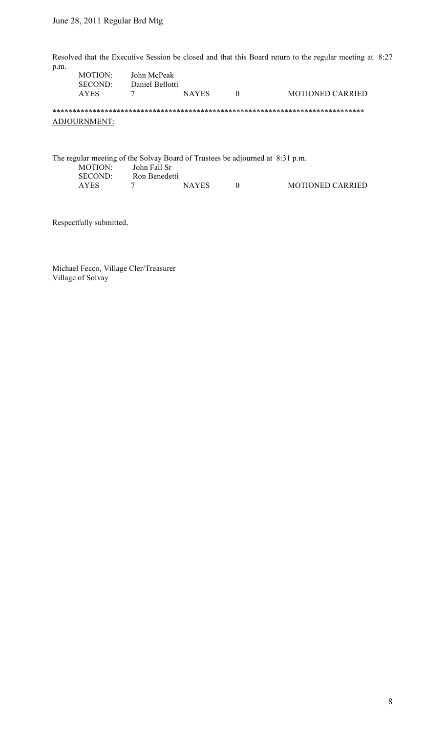Resolved that the Executive Session be closed and that this Board return to the regular meeting at 8:27 p.m.

| | | | | |
|---|---|---|---|---|
| MOTION: | John McPeak | | | |
| SECOND: | Daniel Bellotti | | | |
| AYES | 7 | NAYES | 0 | MOTIONED CARRIED |

******************************************************************************

ADJOURNMENT:

The regular meeting of the Solvay Board of Trustees be adjourned at 8:31 p.m.

| | | | | |
|---|---|---|---|---|
| MOTION: | John Fall Sr | | | |
| SECOND: | Ron Benedetti | | | |
| AYES | 7 | NAYES | 0 | MOTIONED CARRIED |

Respectfully submitted,

Michael Fecco, Village Cler/Treasurer
Village of Solvay